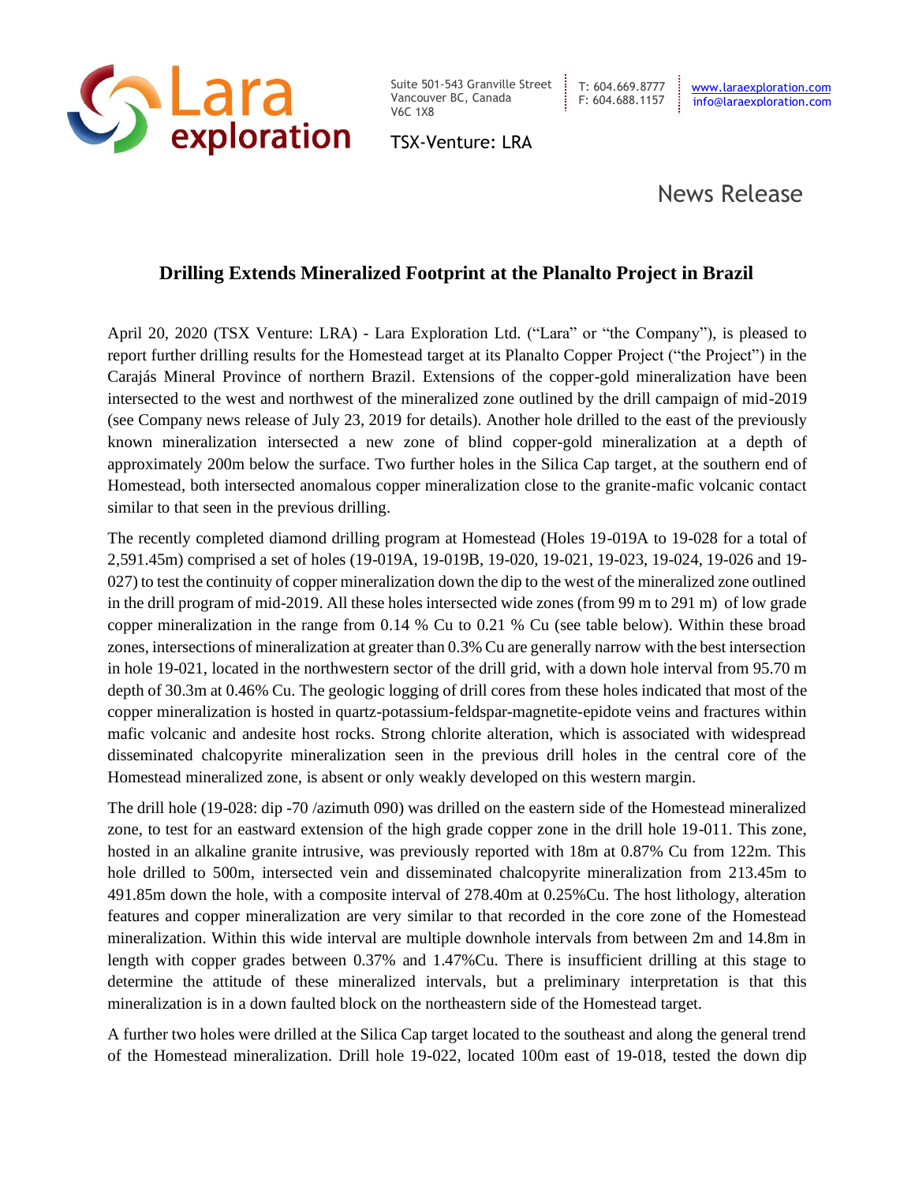Lara exploration

Suite 501-543 Granville Street
Vancouver BC, Canada
V6C 1X8

T: 604.669.8777
F: 604.688.1157

www.laraexploration.com
info@laraexploration.com

TSX-Venture: LRA

News Release

# Drilling Extends Mineralized Footprint at the Planalto Project in Brazil

April 20, 2020 (TSX Venture: LRA) - Lara Exploration Ltd. ("Lara" or "the Company"), is pleased to report further drilling results for the Homestead target at its Planalto Copper Project ("the Project") in the Carajás Mineral Province of northern Brazil. Extensions of the copper-gold mineralization have been intersected to the west and northwest of the mineralized zone outlined by the drill campaign of mid-2019 (see Company news release of July 23, 2019 for details). Another hole drilled to the east of the previously known mineralization intersected a new zone of blind copper-gold mineralization at a depth of approximately 200m below the surface. Two further holes in the Silica Cap target, at the southern end of Homestead, both intersected anomalous copper mineralization close to the granite-mafic volcanic contact similar to that seen in the previous drilling.

The recently completed diamond drilling program at Homestead (Holes 19-019A to 19-028 for a total of 2,591.45m) comprised a set of holes (19-019A, 19-019B, 19-020, 19-021, 19-023, 19-024, 19-026 and 19-027) to test the continuity of copper mineralization down the dip to the west of the mineralized zone outlined in the drill program of mid-2019. All these holes intersected wide zones (from 99 m to 291 m) of low grade copper mineralization in the range from 0.14 % Cu to 0.21 % Cu (see table below). Within these broad zones, intersections of mineralization at greater than 0.3% Cu are generally narrow with the best intersection in hole 19-021, located in the northwestern sector of the drill grid, with a down hole interval from 95.70 m depth of 30.3m at 0.46% Cu. The geologic logging of drill cores from these holes indicated that most of the copper mineralization is hosted in quartz-potassium-feldspar-magnetite-epidote veins and fractures within mafic volcanic and andesite host rocks. Strong chlorite alteration, which is associated with widespread disseminated chalcopyrite mineralization seen in the previous drill holes in the central core of the Homestead mineralized zone, is absent or only weakly developed on this western margin.

The drill hole (19-028: dip -70 /azimuth 090) was drilled on the eastern side of the Homestead mineralized zone, to test for an eastward extension of the high grade copper zone in the drill hole 19-011. This zone, hosted in an alkaline granite intrusive, was previously reported with 18m at 0.87% Cu from 122m. This hole drilled to 500m, intersected vein and disseminated chalcopyrite mineralization from 213.45m to 491.85m down the hole, with a composite interval of 278.40m at 0.25%Cu. The host lithology, alteration features and copper mineralization are very similar to that recorded in the core zone of the Homestead mineralization. Within this wide interval are multiple downhole intervals from between 2m and 14.8m in length with copper grades between 0.37% and 1.47%Cu. There is insufficient drilling at this stage to determine the attitude of these mineralized intervals, but a preliminary interpretation is that this mineralization is in a down faulted block on the northeastern side of the Homestead target.

A further two holes were drilled at the Silica Cap target located to the southeast and along the general trend of the Homestead mineralization. Drill hole 19-022, located 100m east of 19-018, tested the down dip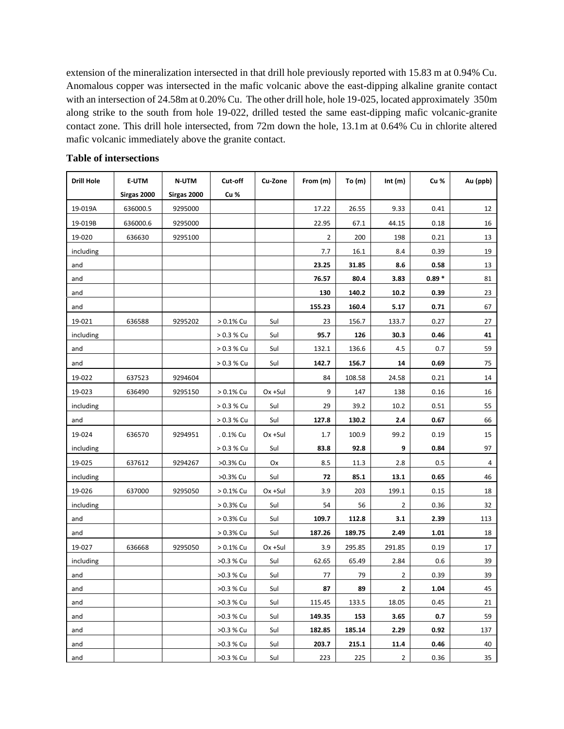extension of the mineralization intersected in that drill hole previously reported with 15.83 m at 0.94% Cu. Anomalous copper was intersected in the mafic volcanic above the east-dipping alkaline granite contact with an intersection of 24.58m at 0.20% Cu. The other drill hole, hole 19-025, located approximately 350m along strike to the south from hole 19-022, drilled tested the same east-dipping mafic volcanic-granite contact zone. This drill hole intersected, from 72m down the hole, 13.1m at 0.64% Cu in chlorite altered mafic volcanic immediately above the granite contact.

**Table of intersections**

| Drill Hole | E-UTM Sirgas 2000 | N-UTM Sirgas 2000 | Cut-off Cu % | Cu-Zone | From (m) | To (m) | Int (m) | Cu % | Au (ppb) |
|---|---|---|---|---|---|---|---|---|---|
| 19-019A | 636000.5 | 9295000 | | | 17.22 | 26.55 | 9.33 | 0.41 | 12 |
| 19-019B | 636000.6 | 9295000 | | | 22.95 | 67.1 | 44.15 | 0.18 | 16 |
| 19-020 | 636630 | 9295100 | | | 2 | 200 | 198 | 0.21 | 13 |
| including | | | | | 7.7 | 16.1 | 8.4 | 0.39 | 19 |
| and | | | | | **23.25** | **31.85** | **8.6** | **0.58** | 13 |
| and | | | | | **76.57** | **80.4** | **3.83** | **0.89 *** | 81 |
| and | | | | | **130** | **140.2** | **10.2** | **0.39** | 23 |
| and | | | | | **155.23** | **160.4** | **5.17** | **0.71** | 67 |
| 19-021 | 636588 | 9295202 | > 0.1% Cu | Sul | 23 | 156.7 | 133.7 | 0.27 | 27 |
| including | | | > 0.3 % Cu | Sul | **95.7** | **126** | **30.3** | **0.46** | **41** |
| and | | | > 0.3 % Cu | Sul | 132.1 | 136.6 | 4.5 | 0.7 | 59 |
| and | | | > 0.3 % Cu | Sul | **142.7** | **156.7** | **14** | **0.69** | 75 |
| 19-022 | 637523 | 9294604 | | | 84 | 108.58 | 24.58 | 0.21 | 14 |
| 19-023 | 636490 | 9295150 | > 0.1% Cu | Ox +Sul | 9 | 147 | 138 | 0.16 | 16 |
| including | | | > 0.3 % Cu | Sul | 29 | 39.2 | 10.2 | 0.51 | 55 |
| and | | | > 0.3 % Cu | Sul | **127.8** | **130.2** | **2.4** | **0.67** | 66 |
| 19-024 | 636570 | 9294951 | . 0.1% Cu | Ox +Sul | 1.7 | 100.9 | 99.2 | 0.19 | 15 |
| including | | | > 0.3 % Cu | Sul | **83.8** | **92.8** | **9** | **0.84** | 97 |
| 19-025 | 637612 | 9294267 | >0.3% Cu | Ox | 8.5 | 11.3 | 2.8 | 0.5 | 4 |
| including | | | >0.3% Cu | Sul | **72** | **85.1** | **13.1** | **0.65** | 46 |
| 19-026 | 637000 | 9295050 | > 0.1% Cu | Ox +Sul | 3.9 | 203 | 199.1 | 0.15 | 18 |
| including | | | > 0.3% Cu | Sul | 54 | 56 | 2 | 0.36 | 32 |
| and | | | > 0.3% Cu | Sul | **109.7** | **112.8** | **3.1** | **2.39** | 113 |
| and | | | > 0.3% Cu | Sul | **187.26** | **189.75** | **2.49** | **1.01** | 18 |
| 19-027 | 636668 | 9295050 | > 0.1% Cu | Ox +Sul | 3.9 | 295.85 | 291.85 | 0.19 | 17 |
| including | | | >0.3 % Cu | Sul | 62.65 | 65.49 | 2.84 | 0.6 | 39 |
| and | | | >0.3 % Cu | Sul | 77 | 79 | 2 | 0.39 | 39 |
| and | | | >0.3 % Cu | Sul | **87** | **89** | **2** | **1.04** | 45 |
| and | | | >0.3 % Cu | Sul | 115.45 | 133.5 | 18.05 | 0.45 | 21 |
| and | | | >0.3 % Cu | Sul | **149.35** | **153** | **3.65** | **0.7** | 59 |
| and | | | >0.3 % Cu | Sul | **182.85** | **185.14** | **2.29** | **0.92** | 137 |
| and | | | >0.3 % Cu | Sul | **203.7** | **215.1** | **11.4** | **0.46** | 40 |
| and | | | >0.3 % Cu | Sul | 223 | 225 | 2 | 0.36 | 35 |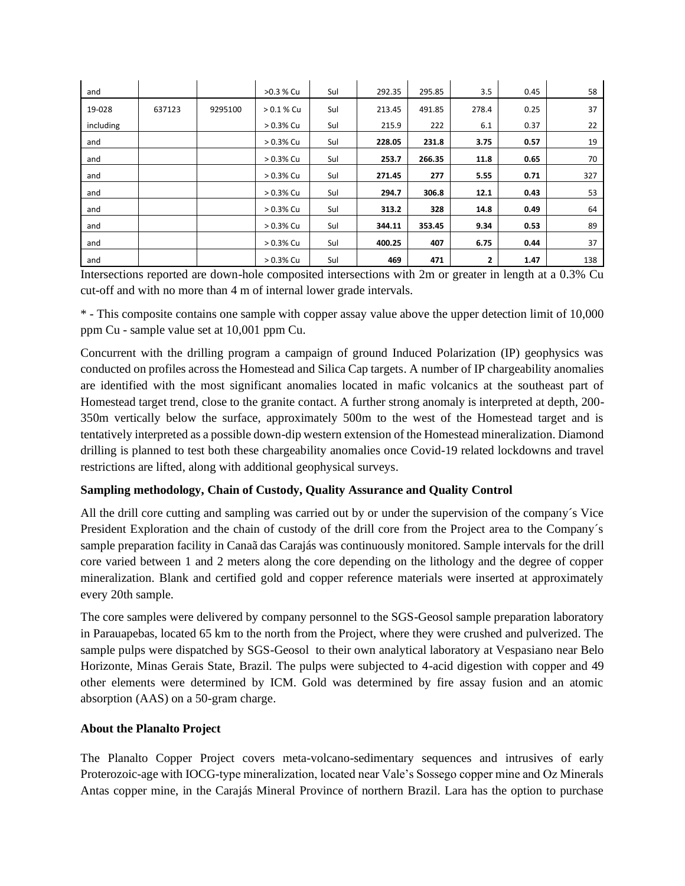| and | | | >0.3 % Cu | Sul | 292.35 | 295.85 | 3.5 | 0.45 | 58 |
|---|---|---|---|---|---|---|---|---|---|
| 19-028 | 637123 | 9295100 | > 0.1 % Cu | Sul | 213.45 | 491.85 | 278.4 | 0.25 | 37 |
| including | | | > 0.3% Cu | Sul | 215.9 | 222 | 6.1 | 0.37 | 22 |
| and | | | > 0.3% Cu | Sul | **228.05** | **231.8** | **3.75** | **0.57** | 19 |
| and | | | > 0.3% Cu | Sul | **253.7** | **266.35** | **11.8** | **0.65** | 70 |
| and | | | > 0.3% Cu | Sul | **271.45** | **277** | **5.55** | **0.71** | 327 |
| and | | | > 0.3% Cu | Sul | **294.7** | **306.8** | **12.1** | **0.43** | 53 |
| and | | | > 0.3% Cu | Sul | **313.2** | **328** | **14.8** | **0.49** | 64 |
| and | | | > 0.3% Cu | Sul | **344.11** | **353.45** | **9.34** | **0.53** | 89 |
| and | | | > 0.3% Cu | Sul | **400.25** | **407** | **6.75** | **0.44** | 37 |
| and | | | > 0.3% Cu | Sul | **469** | **471** | **2** | **1.47** | 138 |

Intersections reported are down-hole composited intersections with 2m or greater in length at a 0.3% Cu cut-off and with no more than 4 m of internal lower grade intervals.

* - This composite contains one sample with copper assay value above the upper detection limit of 10,000 ppm Cu - sample value set at 10,001 ppm Cu.

Concurrent with the drilling program a campaign of ground Induced Polarization (IP) geophysics was conducted on profiles across the Homestead and Silica Cap targets. A number of IP chargeability anomalies are identified with the most significant anomalies located in mafic volcanics at the southeast part of Homestead target trend, close to the granite contact. A further strong anomaly is interpreted at depth, 200-350m vertically below the surface, approximately 500m to the west of the Homestead target and is tentatively interpreted as a possible down-dip western extension of the Homestead mineralization. Diamond drilling is planned to test both these chargeability anomalies once Covid-19 related lockdowns and travel restrictions are lifted, along with additional geophysical surveys.

**Sampling methodology, Chain of Custody, Quality Assurance and Quality Control**

All the drill core cutting and sampling was carried out by or under the supervision of the company´s Vice President Exploration and the chain of custody of the drill core from the Project area to the Company´s sample preparation facility in Canaã das Carajás was continuously monitored. Sample intervals for the drill core varied between 1 and 2 meters along the core depending on the lithology and the degree of copper mineralization. Blank and certified gold and copper reference materials were inserted at approximately every 20th sample.

The core samples were delivered by company personnel to the SGS-Geosol sample preparation laboratory in Parauapebas, located 65 km to the north from the Project, where they were crushed and pulverized. The sample pulps were dispatched by SGS-Geosol to their own analytical laboratory at Vespasiano near Belo Horizonte, Minas Gerais State, Brazil. The pulps were subjected to 4-acid digestion with copper and 49 other elements were determined by ICM. Gold was determined by fire assay fusion and an atomic absorption (AAS) on a 50-gram charge.

**About the Planalto Project**

The Planalto Copper Project covers meta-volcano-sedimentary sequences and intrusives of early Proterozoic-age with IOCG-type mineralization, located near Vale's Sossego copper mine and Oz Minerals Antas copper mine, in the Carajás Mineral Province of northern Brazil. Lara has the option to purchase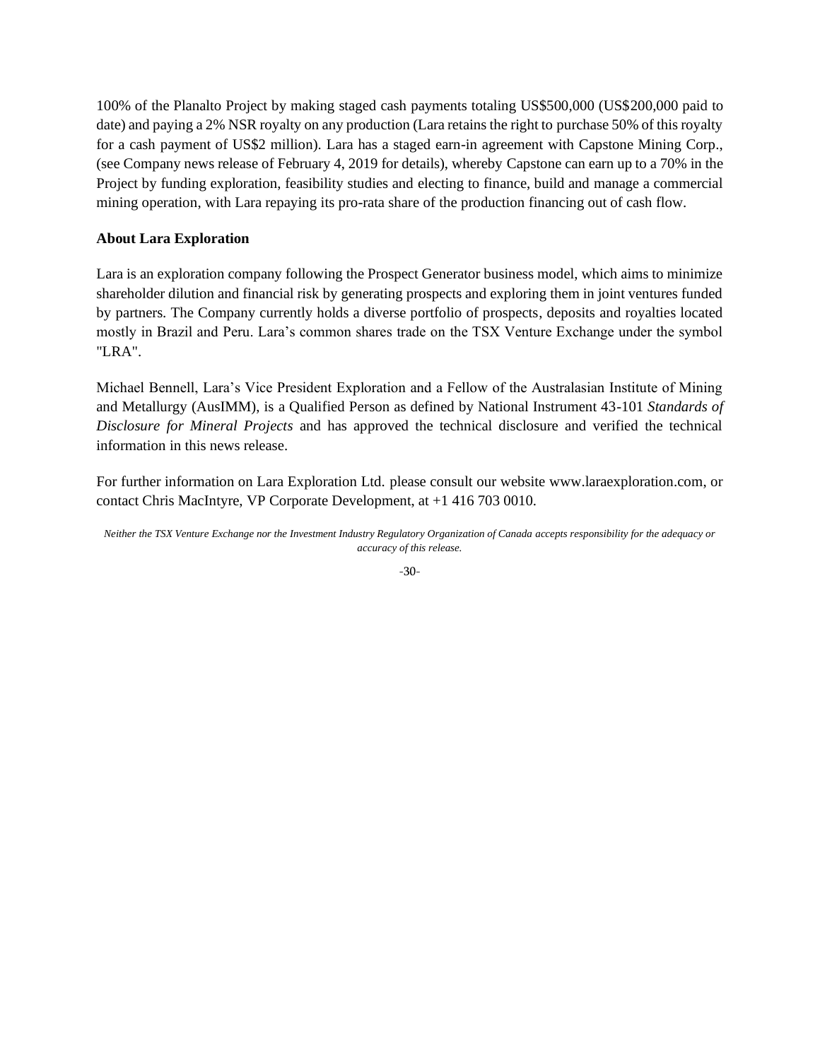100% of the Planalto Project by making staged cash payments totaling US$500,000 (US$200,000 paid to date) and paying a 2% NSR royalty on any production (Lara retains the right to purchase 50% of this royalty for a cash payment of US$2 million). Lara has a staged earn-in agreement with Capstone Mining Corp., (see Company news release of February 4, 2019 for details), whereby Capstone can earn up to a 70% in the Project by funding exploration, feasibility studies and electing to finance, build and manage a commercial mining operation, with Lara repaying its pro-rata share of the production financing out of cash flow.

**About Lara Exploration**

Lara is an exploration company following the Prospect Generator business model, which aims to minimize shareholder dilution and financial risk by generating prospects and exploring them in joint ventures funded by partners. The Company currently holds a diverse portfolio of prospects, deposits and royalties located mostly in Brazil and Peru. Lara's common shares trade on the TSX Venture Exchange under the symbol "LRA".

Michael Bennell, Lara's Vice President Exploration and a Fellow of the Australasian Institute of Mining and Metallurgy (AusIMM), is a Qualified Person as defined by National Instrument 43-101 *Standards of Disclosure for Mineral Projects* and has approved the technical disclosure and verified the technical information in this news release.

For further information on Lara Exploration Ltd. please consult our website www.laraexploration.com, or contact Chris MacIntyre, VP Corporate Development, at +1 416 703 0010.

*Neither the TSX Venture Exchange nor the Investment Industry Regulatory Organization of Canada accepts responsibility for the adequacy or accuracy of this release.*

-30-